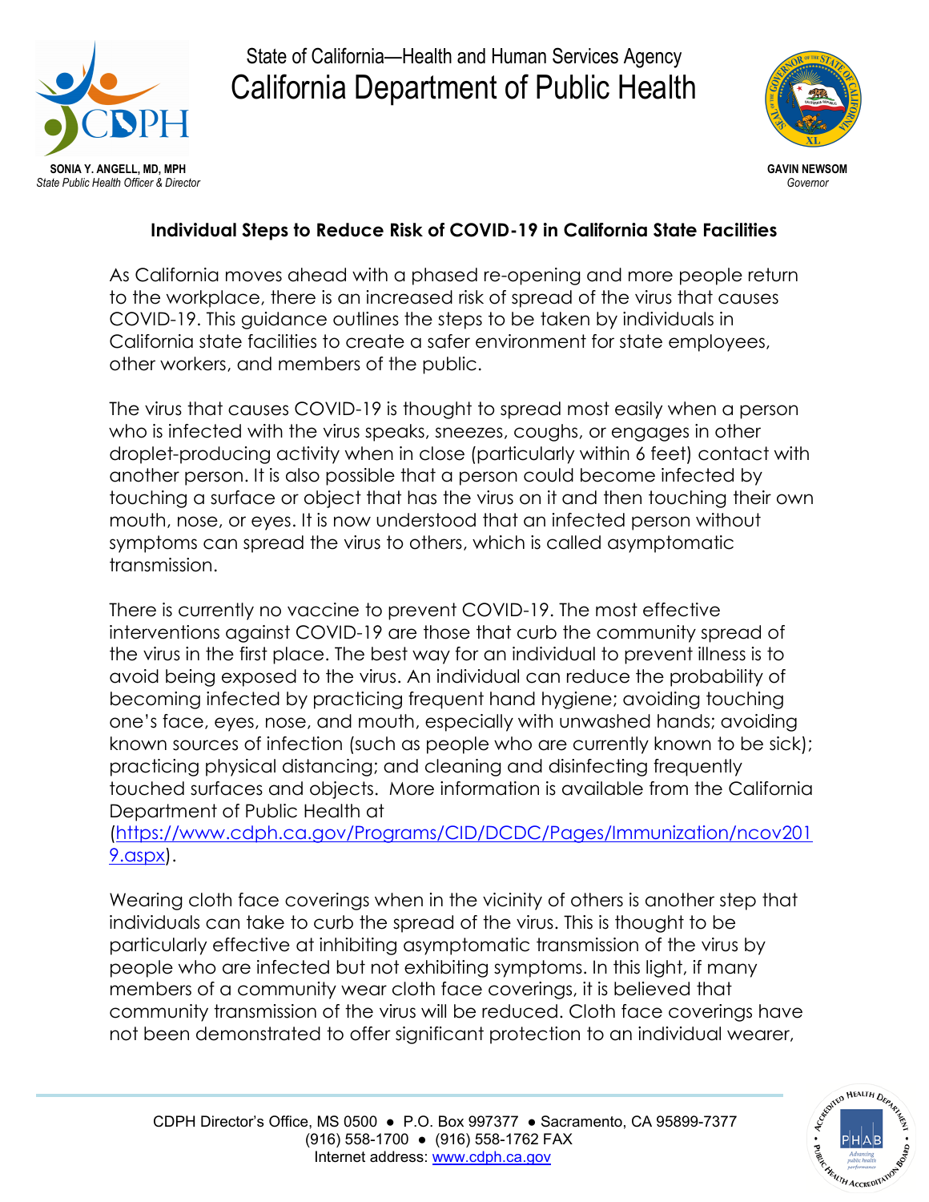State of California—Health and Human Services Agency

# California Department of Public Health

**SONIA Y. ANGELL, MD, MPH**
*State Public Health Officer & Director*

**GAVIN NEWSOM**
*Governor*

## Individual Steps to Reduce Risk of COVID-19 in California State Facilities

As California moves ahead with a phased re-opening and more people return to the workplace, there is an increased risk of spread of the virus that causes COVID-19. This guidance outlines the steps to be taken by individuals in California state facilities to create a safer environment for state employees, other workers, and members of the public.

The virus that causes COVID-19 is thought to spread most easily when a person who is infected with the virus speaks, sneezes, coughs, or engages in other droplet-producing activity when in close (particularly within 6 feet) contact with another person. It is also possible that a person could become infected by touching a surface or object that has the virus on it and then touching their own mouth, nose, or eyes. It is now understood that an infected person without symptoms can spread the virus to others, which is called asymptomatic transmission.

There is currently no vaccine to prevent COVID-19. The most effective interventions against COVID-19 are those that curb the community spread of the virus in the first place. The best way for an individual to prevent illness is to avoid being exposed to the virus. An individual can reduce the probability of becoming infected by practicing frequent hand hygiene; avoiding touching one's face, eyes, nose, and mouth, especially with unwashed hands; avoiding known sources of infection (such as people who are currently known to be sick); practicing physical distancing; and cleaning and disinfecting frequently touched surfaces and objects. More information is available from the California Department of Public Health at (https://www.cdph.ca.gov/Programs/CID/DCDC/Pages/Immunization/ncov2019.aspx).

Wearing cloth face coverings when in the vicinity of others is another step that individuals can take to curb the spread of the virus. This is thought to be particularly effective at inhibiting asymptomatic transmission of the virus by people who are infected but not exhibiting symptoms. In this light, if many members of a community wear cloth face coverings, it is believed that community transmission of the virus will be reduced. Cloth face coverings have not been demonstrated to offer significant protection to an individual wearer,

CDPH Director's Office, MS 0500 ● P.O. Box 997377 ● Sacramento, CA 95899-7377
(916) 558-1700 ● (916) 558-1762 FAX
Internet address: www.cdph.ca.gov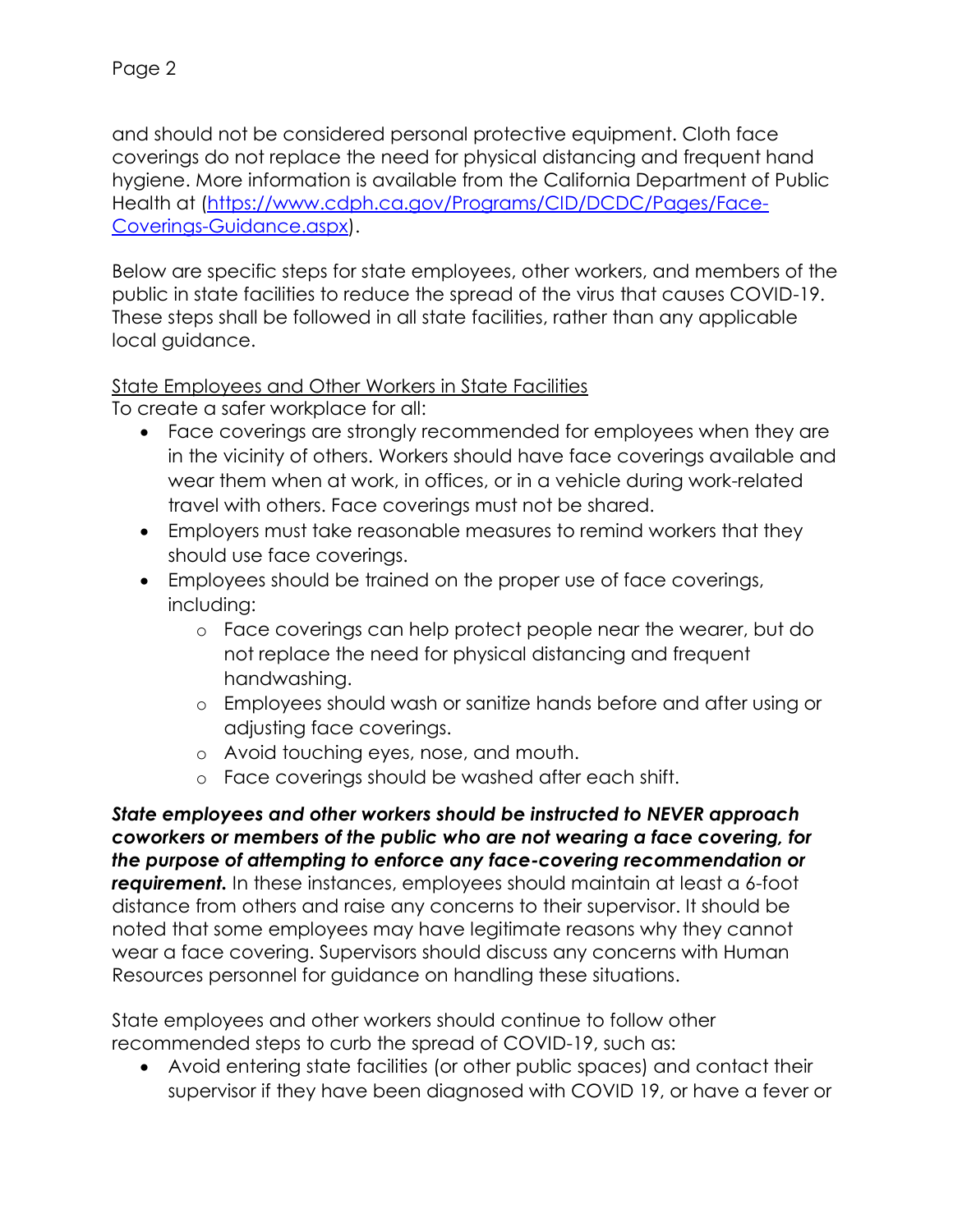and should not be considered personal protective equipment. Cloth face coverings do not replace the need for physical distancing and frequent hand hygiene. More information is available from the California Department of Public Health at ([https://www.cdph.ca.gov/Programs/CID/DCDC/Pages/Face-Coverings-Guidance.aspx](https://www.cdph.ca.gov/Programs/CID/DCDC/Pages/Face-Coverings-Guidance.aspx)).

Below are specific steps for state employees, other workers, and members of the public in state facilities to reduce the spread of the virus that causes COVID-19. These steps shall be followed in all state facilities, rather than any applicable local guidance.

<u>State Employees and Other Workers in State Facilities</u>

To create a safer workplace for all:

- Face coverings are strongly recommended for employees when they are in the vicinity of others. Workers should have face coverings available and wear them when at work, in offices, or in a vehicle during work-related travel with others. Face coverings must not be shared.
- Employers must take reasonable measures to remind workers that they should use face coverings.
- Employees should be trained on the proper use of face coverings, including:
    - Face coverings can help protect people near the wearer, but do not replace the need for physical distancing and frequent handwashing.
    - Employees should wash or sanitize hands before and after using or adjusting face coverings.
    - Avoid touching eyes, nose, and mouth.
    - Face coverings should be washed after each shift.

***State employees and other workers should be instructed to NEVER approach coworkers or members of the public who are not wearing a face covering, for the purpose of attempting to enforce any face-covering recommendation or requirement.*** In these instances, employees should maintain at least a 6-foot distance from others and raise any concerns to their supervisor. It should be noted that some employees may have legitimate reasons why they cannot wear a face covering. Supervisors should discuss any concerns with Human Resources personnel for guidance on handling these situations.

State employees and other workers should continue to follow other recommended steps to curb the spread of COVID-19, such as:

- Avoid entering state facilities (or other public spaces) and contact their supervisor if they have been diagnosed with COVID 19, or have a fever or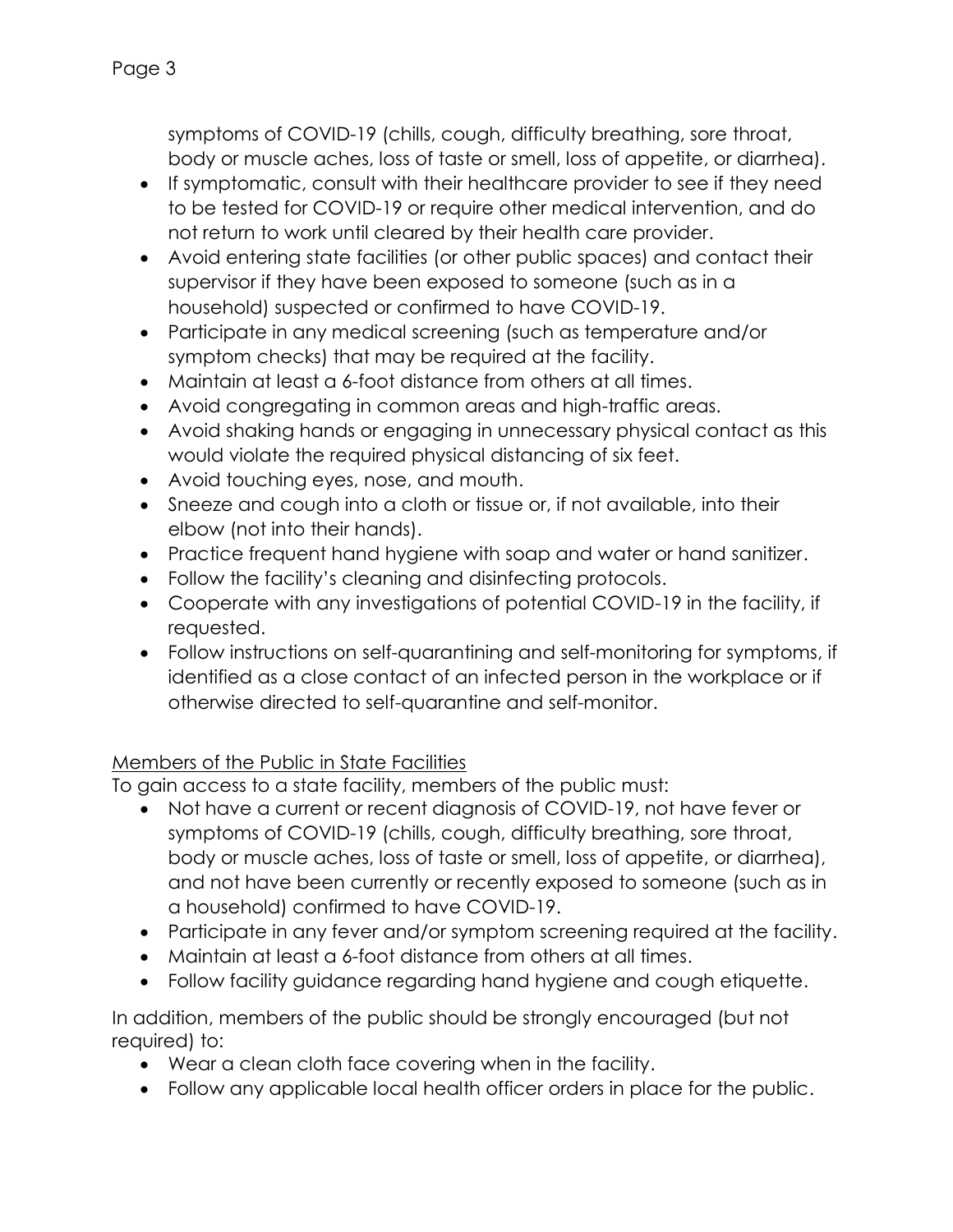symptoms of COVID-19 (chills, cough, difficulty breathing, sore throat, body or muscle aches, loss of taste or smell, loss of appetite, or diarrhea).

- If symptomatic, consult with their healthcare provider to see if they need to be tested for COVID-19 or require other medical intervention, and do not return to work until cleared by their health care provider.
- Avoid entering state facilities (or other public spaces) and contact their supervisor if they have been exposed to someone (such as in a household) suspected or confirmed to have COVID-19.
- Participate in any medical screening (such as temperature and/or symptom checks) that may be required at the facility.
- Maintain at least a 6-foot distance from others at all times.
- Avoid congregating in common areas and high-traffic areas.
- Avoid shaking hands or engaging in unnecessary physical contact as this would violate the required physical distancing of six feet.
- Avoid touching eyes, nose, and mouth.
- Sneeze and cough into a cloth or tissue or, if not available, into their elbow (not into their hands).
- Practice frequent hand hygiene with soap and water or hand sanitizer.
- Follow the facility's cleaning and disinfecting protocols.
- Cooperate with any investigations of potential COVID-19 in the facility, if requested.
- Follow instructions on self-quarantining and self-monitoring for symptoms, if identified as a close contact of an infected person in the workplace or if otherwise directed to self-quarantine and self-monitor.

<u>Members of the Public in State Facilities</u>

To gain access to a state facility, members of the public must:

- Not have a current or recent diagnosis of COVID-19, not have fever or symptoms of COVID-19 (chills, cough, difficulty breathing, sore throat, body or muscle aches, loss of taste or smell, loss of appetite, or diarrhea), and not have been currently or recently exposed to someone (such as in a household) confirmed to have COVID-19.
- Participate in any fever and/or symptom screening required at the facility.
- Maintain at least a 6-foot distance from others at all times.
- Follow facility guidance regarding hand hygiene and cough etiquette.

In addition, members of the public should be strongly encouraged (but not required) to:

- Wear a clean cloth face covering when in the facility.
- Follow any applicable local health officer orders in place for the public.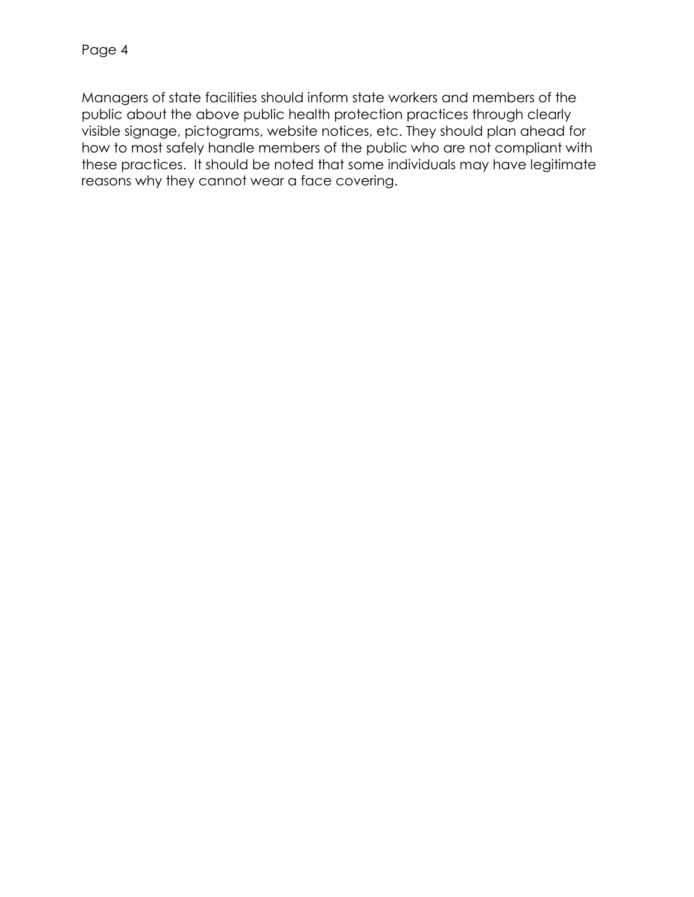Managers of state facilities should inform state workers and members of the public about the above public health protection practices through clearly visible signage, pictograms, website notices, etc. They should plan ahead for how to most safely handle members of the public who are not compliant with these practices. It should be noted that some individuals may have legitimate reasons why they cannot wear a face covering.